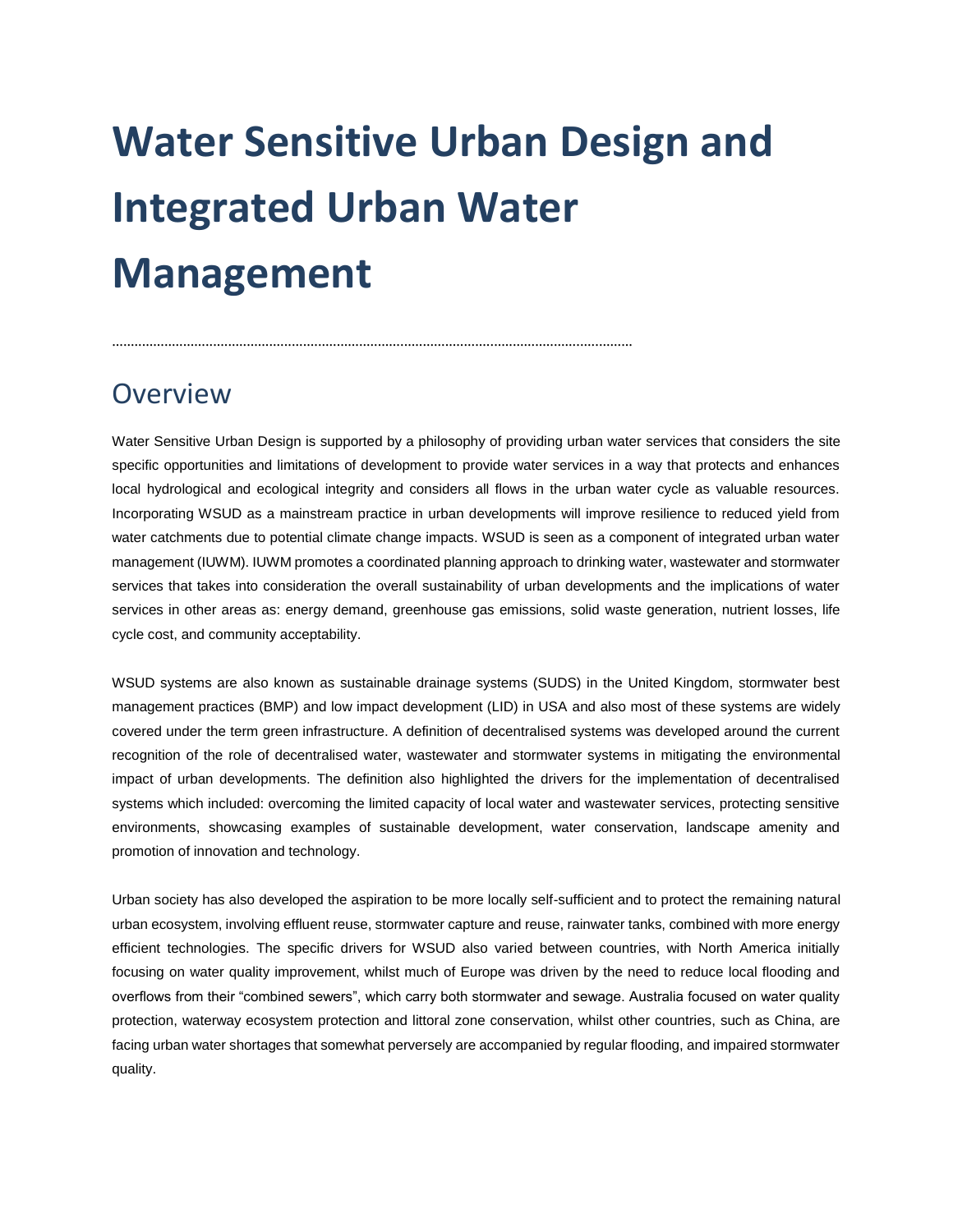# Water Sensitive Urban Design and Integrated Urban Water Management

## Overview

Water Sensitive Urban Design is supported by a philosophy of providing urban water services that considers the site specific opportunities and limitations of development to provide water services in a way that protects and enhances local hydrological and ecological integrity and considers all flows in the urban water cycle as valuable resources. Incorporating WSUD as a mainstream practice in urban developments will improve resilience to reduced yield from water catchments due to potential climate change impacts. WSUD is seen as a component of integrated urban water management (IUWM). IUWM promotes a coordinated planning approach to drinking water, wastewater and stormwater services that takes into consideration the overall sustainability of urban developments and the implications of water services in other areas as: energy demand, greenhouse gas emissions, solid waste generation, nutrient losses, life cycle cost, and community acceptability.

WSUD systems are also known as sustainable drainage systems (SUDS) in the United Kingdom, stormwater best management practices (BMP) and low impact development (LID) in USA and also most of these systems are widely covered under the term green infrastructure. A definition of decentralised systems was developed around the current recognition of the role of decentralised water, wastewater and stormwater systems in mitigating the environmental impact of urban developments. The definition also highlighted the drivers for the implementation of decentralised systems which included: overcoming the limited capacity of local water and wastewater services, protecting sensitive environments, showcasing examples of sustainable development, water conservation, landscape amenity and promotion of innovation and technology.

Urban society has also developed the aspiration to be more locally self-sufficient and to protect the remaining natural urban ecosystem, involving effluent reuse, stormwater capture and reuse, rainwater tanks, combined with more energy efficient technologies. The specific drivers for WSUD also varied between countries, with North America initially focusing on water quality improvement, whilst much of Europe was driven by the need to reduce local flooding and overflows from their "combined sewers", which carry both stormwater and sewage. Australia focused on water quality protection, waterway ecosystem protection and littoral zone conservation, whilst other countries, such as China, are facing urban water shortages that somewhat perversely are accompanied by regular flooding, and impaired stormwater quality.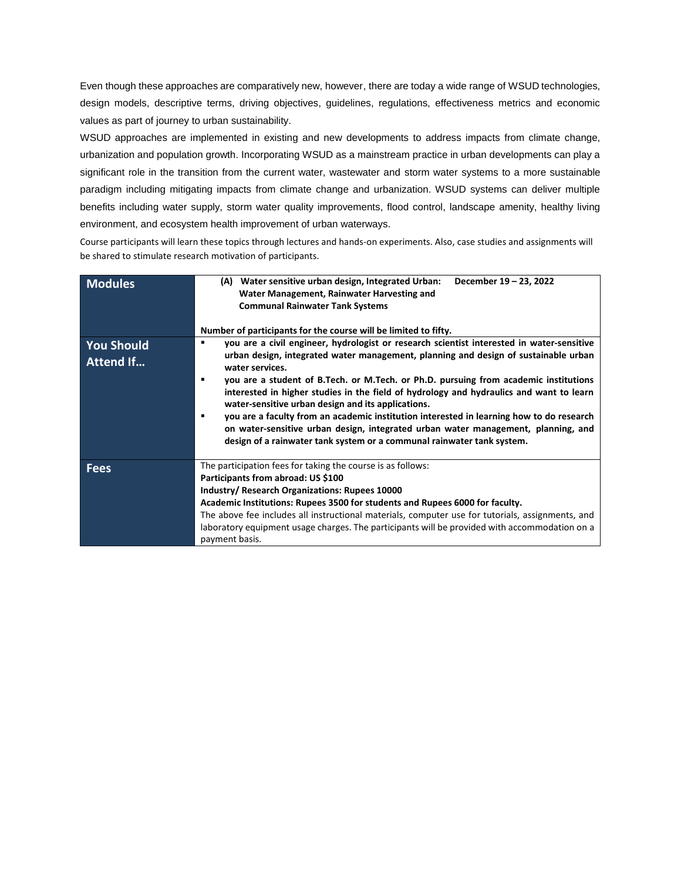Even though these approaches are comparatively new, however, there are today a wide range of WSUD technologies, design models, descriptive terms, driving objectives, guidelines, regulations, effectiveness metrics and economic values as part of journey to urban sustainability.

WSUD approaches are implemented in existing and new developments to address impacts from climate change, urbanization and population growth. Incorporating WSUD as a mainstream practice in urban developments can play a significant role in the transition from the current water, wastewater and storm water systems to a more sustainable paradigm including mitigating impacts from climate change and urbanization. WSUD systems can deliver multiple benefits including water supply, storm water quality improvements, flood control, landscape amenity, healthy living environment, and ecosystem health improvement of urban waterways.

Course participants will learn these topics through lectures and hands-on experiments. Also, case studies and assignments will be shared to stimulate research motivation of participants.

| | |
|---|---|
| **Modules** | **(A) Water sensitive urban design, Integrated Urban: Water Management, Rainwater Harvesting and Communal Rainwater Tank Systems** — **December 19 – 23, 2022**<br><br>**Number of participants for the course will be limited to fifty.** |
| **You Should Attend If…** | ▪ **you are a civil engineer, hydrologist or research scientist interested in water-sensitive urban design, integrated water management, planning and design of sustainable urban water services.**<br>▪ **you are a student of B.Tech. or M.Tech. or Ph.D. pursuing from academic institutions interested in higher studies in the field of hydrology and hydraulics and want to learn water-sensitive urban design and its applications.**<br>▪ **you are a faculty from an academic institution interested in learning how to do research on water-sensitive urban design, integrated urban water management, planning, and design of a rainwater tank system or a communal rainwater tank system.** |
| **Fees** | The participation fees for taking the course is as follows:<br>**Participants from abroad: US $100**<br>**Industry/ Research Organizations: Rupees 10000**<br>**Academic Institutions: Rupees 3500 for students and Rupees 6000 for faculty.**<br>The above fee includes all instructional materials, computer use for tutorials, assignments, and laboratory equipment usage charges. The participants will be provided with accommodation on a payment basis. |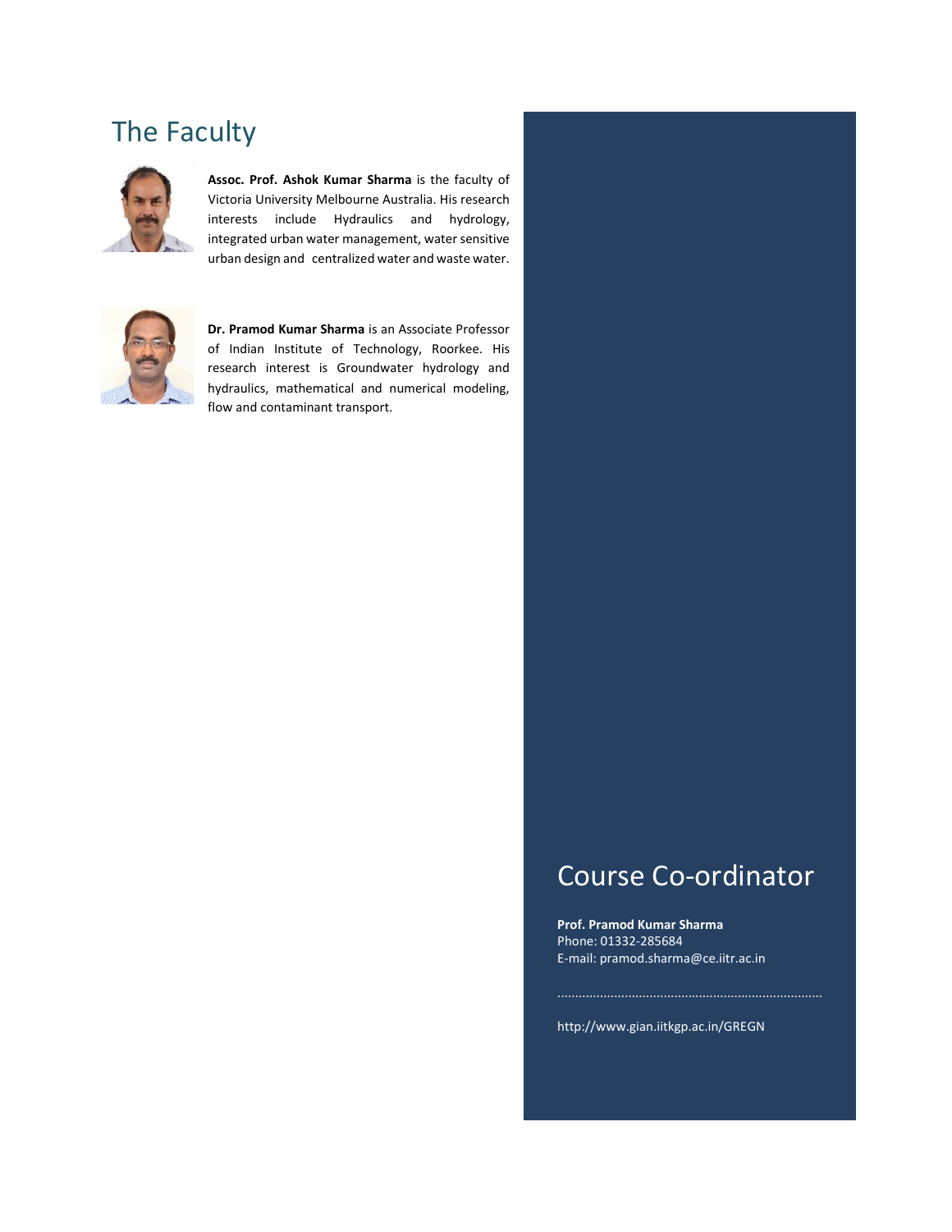# The Faculty

**Assoc. Prof. Ashok Kumar Sharma** is the faculty of Victoria University Melbourne Australia. His research interests include Hydraulics and hydrology, integrated urban water management, water sensitive urban design and centralized water and waste water.

**Dr. Pramod Kumar Sharma** is an Associate Professor of Indian Institute of Technology, Roorkee. His research interest is Groundwater hydrology and hydraulics, mathematical and numerical modeling, flow and contaminant transport.

# Course Co-ordinator

**Prof. Pramod Kumar Sharma**
Phone: 01332-285684
E-mail: pramod.sharma@ce.iitr.ac.in

http://www.gian.iitkgp.ac.in/GREGN